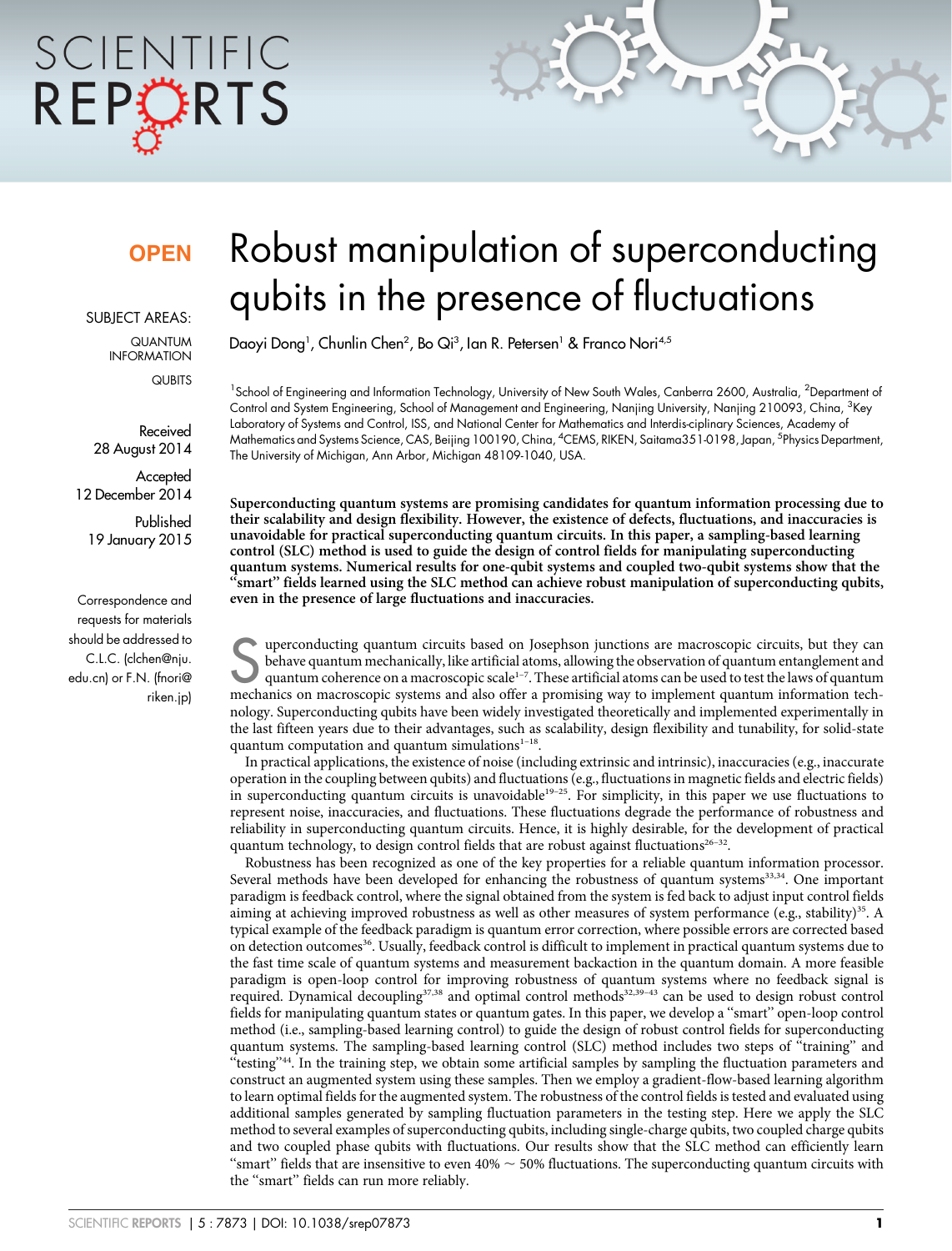OPEN

SUBJECT AREAS:

QUANTUM INFORMATION

QUBITS

Received 28 August 2014

Accepted 12 December 2014

Published 19 January 2015

Correspondence and requests for materials should be addressed to C.L.C. (clchen@nju.edu.cn) or F.N. (fnori@riken.jp)

# Robust manipulation of superconducting qubits in the presence of fluctuations

Daoyi Dong[1], Chunlin Chen[2], Bo Qi[3], Ian R. Petersen[1] & Franco Nori[4,5]

[1]School of Engineering and Information Technology, University of New South Wales, Canberra 2600, Australia, [2]Department of Control and System Engineering, School of Management and Engineering, Nanjing University, Nanjing 210093, China, [3]Key Laboratory of Systems and Control, ISS, and National Center for Mathematics and Interdis-ciplinary Sciences, Academy of Mathematics and Systems Science, CAS, Beijing 100190, China, [4]CEMS, RIKEN, Saitama351-0198, Japan, [5]Physics Department, The University of Michigan, Ann Arbor, Michigan 48109-1040, USA.

**Superconducting quantum systems are promising candidates for quantum information processing due to their scalability and design flexibility. However, the existence of defects, fluctuations, and inaccuracies is unavoidable for practical superconducting quantum circuits. In this paper, a sampling-based learning control (SLC) method is used to guide the design of control fields for manipulating superconducting quantum systems. Numerical results for one-qubit systems and coupled two-qubit systems show that the "smart" fields learned using the SLC method can achieve robust manipulation of superconducting qubits, even in the presence of large fluctuations and inaccuracies.**

Superconducting quantum circuits based on Josephson junctions are macroscopic circuits, but they can behave quantum mechanically, like artificial atoms, allowing the observation of quantum entanglement and quantum coherence on a macroscopic scale[1–7]. These artificial atoms can be used to test the laws of quantum mechanics on macroscopic systems and also offer a promising way to implement quantum information technology. Superconducting qubits have been widely investigated theoretically and implemented experimentally in the last fifteen years due to their advantages, such as scalability, design flexibility and tunability, for solid-state quantum computation and quantum simulations[1–18].

In practical applications, the existence of noise (including extrinsic and intrinsic), inaccuracies (e.g., inaccurate operation in the coupling between qubits) and fluctuations (e.g., fluctuations in magnetic fields and electric fields) in superconducting quantum circuits is unavoidable[19–25]. For simplicity, in this paper we use fluctuations to represent noise, inaccuracies, and fluctuations. These fluctuations degrade the performance of robustness and reliability in superconducting quantum circuits. Hence, it is highly desirable, for the development of practical quantum technology, to design control fields that are robust against fluctuations[26–32].

Robustness has been recognized as one of the key properties for a reliable quantum information processor. Several methods have been developed for enhancing the robustness of quantum systems[33,34]. One important paradigm is feedback control, where the signal obtained from the system is fed back to adjust input control fields aiming at achieving improved robustness as well as other measures of system performance (e.g., stability)[35]. A typical example of the feedback paradigm is quantum error correction, where possible errors are corrected based on detection outcomes[36]. Usually, feedback control is difficult to implement in practical quantum systems due to the fast time scale of quantum systems and measurement backaction in the quantum domain. A more feasible paradigm is open-loop control for improving robustness of quantum systems where no feedback signal is required. Dynamical decoupling[37,38] and optimal control methods[32,39–43] can be used to design robust control fields for manipulating quantum states or quantum gates. In this paper, we develop a "smart" open-loop control method (i.e., sampling-based learning control) to guide the design of robust control fields for superconducting quantum systems. The sampling-based learning control (SLC) method includes two steps of "training" and "testing"[44]. In the training step, we obtain some artificial samples by sampling the fluctuation parameters and construct an augmented system using these samples. Then we employ a gradient-flow-based learning algorithm to learn optimal fields for the augmented system. The robustness of the control fields is tested and evaluated using additional samples generated by sampling fluctuation parameters in the testing step. Here we apply the SLC method to several examples of superconducting qubits, including single-charge qubits, two coupled charge qubits and two coupled phase qubits with fluctuations. Our results show that the SLC method can efficiently learn "smart" fields that are insensitive to even 40% ~ 50% fluctuations. The superconducting quantum circuits with the "smart" fields can run more reliably.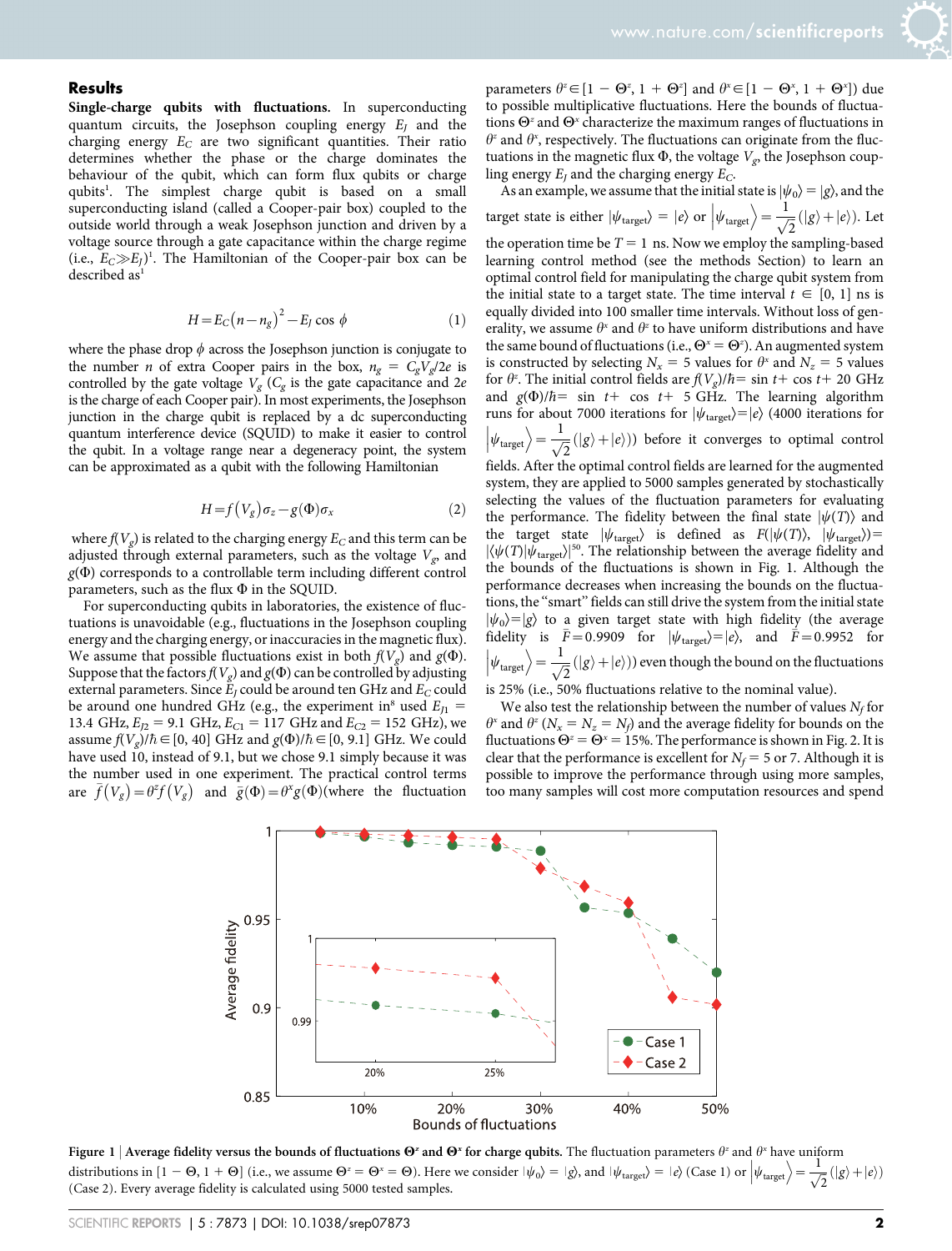## Results

**Single-charge qubits with fluctuations.** In superconducting quantum circuits, the Josephson coupling energy $E_J$ and the charging energy $E_C$ are two significant quantities. Their ratio determines whether the phase or the charge dominates the behaviour of the qubit, which can form flux qubits or charge qubits[1]. The simplest charge qubit is based on a small superconducting island (called a Cooper-pair box) coupled to the outside world through a weak Josephson junction and driven by a voltage source through a gate capacitance within the charge regime (i.e., $E_C \gg E_J$)[1]. The Hamiltonian of the Cooper-pair box can be described as[1]

$$H = E_C(n - n_g)^2 - E_J \cos\phi \tag{1}$$

where the phase drop $\phi$ across the Josephson junction is conjugate to the number $n$ of extra Cooper pairs in the box, $n_g = C_g V_g / 2e$ is controlled by the gate voltage $V_g$ ($C_g$ is the gate capacitance and $2e$ is the charge of each Cooper pair). In most experiments, the Josephson junction in the charge qubit is replaced by a dc superconducting quantum interference device (SQUID) to make it easier to control the qubit. In a voltage range near a degeneracy point, the system can be approximated as a qubit with the following Hamiltonian

$$H = f(V_g)\sigma_z - g(\Phi)\sigma_x \tag{2}$$

where $f(V_g)$ is related to the charging energy $E_C$ and this term can be adjusted through external parameters, such as the voltage $V_g$, and $g(\Phi)$ corresponds to a controllable term including different control parameters, such as the flux $\Phi$ in the SQUID.

For superconducting qubits in laboratories, the existence of fluctuations is unavoidable (e.g., fluctuations in the Josephson coupling energy and the charging energy, or inaccuracies in the magnetic flux). We assume that possible fluctuations exist in both $f(V_g)$ and $g(\Phi)$. Suppose that the factors $f(V_g)$ and $g(\Phi)$ can be controlled by adjusting external parameters. Since $E_J$ could be around ten GHz and $E_C$ could be around one hundred GHz (e.g., the experiment in[8] used $E_{J1}$ = 13.4 GHz, $E_{J2}$ = 9.1 GHz, $E_{C1}$ = 117 GHz and $E_{C2}$ = 152 GHz), we assume $f(V_g)/\hbar \in [0, 40]$ GHz and $g(\Phi)/\hbar \in [0, 9.1]$ GHz. We could have used 10, instead of 9.1, but we chose 9.1 simply because it was the number used in one experiment. The practical control terms are $\bar{f}(V_g) = \theta^z f(V_g)$ and $\bar{g}(\Phi) = \theta^x g(\Phi)$(where the fluctuation parameters $\theta^z \in [1 - \Theta^z, 1 + \Theta^z]$ and $\theta^x \in [1 - \Theta^x, 1 + \Theta^x]$) due to possible multiplicative fluctuations. Here the bounds of fluctuations $\Theta^z$ and $\Theta^x$ characterize the maximum ranges of fluctuations in $\theta^z$ and $\theta^x$, respectively. The fluctuations can originate from the fluctuations in the magnetic flux $\Phi$, the voltage $V_g$, the Josephson coupling energy $E_J$ and the charging energy $E_C$.

As an example, we assume that the initial state is $|\psi_0\rangle = |g\rangle$, and the target state is either $|\psi_{\text{target}}\rangle = |e\rangle$ or $|\psi_{\text{target}}\rangle = \frac{1}{\sqrt{2}}(|g\rangle + |e\rangle)$. Let the operation time be $T = 1$ ns. Now we employ the sampling-based learning control method (see the methods Section) to learn an optimal control field for manipulating the charge qubit system from the initial state to a target state. The time interval $t \in [0, 1]$ ns is equally divided into 100 smaller time intervals. Without loss of generality, we assume $\theta^x$ and $\theta^z$ to have uniform distributions and have the same bound of fluctuations (i.e., $\Theta^x = \Theta^z$). An augmented system is constructed by selecting $N_x = 5$ values for $\theta^x$ and $N_z = 5$ values for $\theta^z$. The initial control fields are $f(V_g)/\hbar = \sin t + \cos t + 20$ GHz and $g(\Phi)/\hbar = \sin t + \cos t + 5$ GHz. The learning algorithm runs for about 7000 iterations for $|\psi_{\text{target}}\rangle = |e\rangle$ (4000 iterations for $|\psi_{\text{target}}\rangle = \frac{1}{\sqrt{2}}(|g\rangle + |e\rangle)$) before it converges to optimal control fields. After the optimal control fields are learned for the augmented system, they are applied to 5000 samples generated by stochastically selecting the values of the fluctuation parameters for evaluating the performance. The fidelity between the final state $|\psi(T)\rangle$ and the target state $|\psi_{\text{target}}\rangle$ is defined as $F(|\psi(T)\rangle, |\psi_{\text{target}}\rangle) = |\langle\psi(T)|\psi_{\text{target}}\rangle|$[50]. The relationship between the average fidelity and the bounds of the fluctuations is shown in Fig. 1. Although the performance decreases when increasing the bounds on the fluctuations, the "smart" fields can still drive the system from the initial state $|\psi_0\rangle = |g\rangle$ to a given target state with high fidelity (the average fidelity is $\bar{F} = 0.9909$ for $|\psi_{\text{target}}\rangle = |e\rangle$, and $\bar{F} = 0.9952$ for $|\psi_{\text{target}}\rangle = \frac{1}{\sqrt{2}}(|g\rangle + |e\rangle)$) even though the bound on the fluctuations is 25% (i.e., 50% fluctuations relative to the nominal value).

We also test the relationship between the number of values $N_f$ for $\theta^x$ and $\theta^z$ ($N_x = N_z = N_f$) and the average fidelity for bounds on the fluctuations $\Theta^z = \Theta^x = 15\%$. The performance is shown in Fig. 2. It is clear that the performance is excellent for $N_f = 5$ or 7. Although it is possible to improve the performance through using more samples, too many samples will cost more computation resources and spend

**Figure 1** | **Average fidelity versus the bounds of fluctuations $\Theta^z$ and $\Theta^x$ for charge qubits.** The fluctuation parameters $\theta^z$ and $\theta^x$ have uniform distributions in $[1 - \Theta, 1 + \Theta]$ (i.e., we assume $\Theta^z = \Theta^x = \Theta$). Here we consider $|\psi_0\rangle = |g\rangle$, and $|\psi_{\text{target}}\rangle = |e\rangle$ (Case 1) or $|\psi_{\text{target}}\rangle = \frac{1}{\sqrt{2}}(|g\rangle + |e\rangle)$ (Case 2). Every average fidelity is calculated using 5000 tested samples.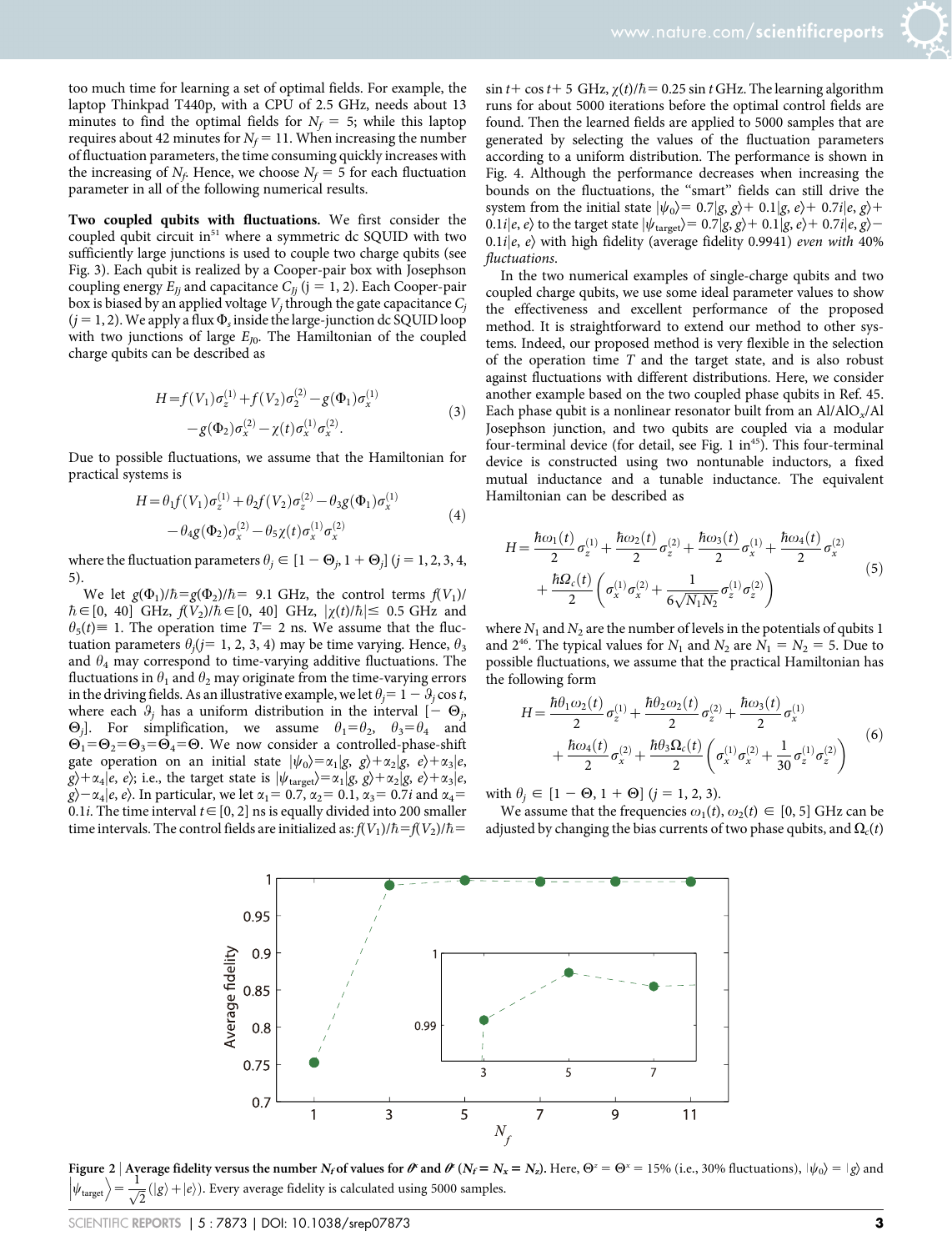too much time for learning a set of optimal fields. For example, the laptop Thinkpad T440p, with a CPU of 2.5 GHz, needs about 13 minutes to find the optimal fields for $N_f = 5$; while this laptop requires about 42 minutes for $N_f = 11$. When increasing the number of fluctuation parameters, the time consuming quickly increases with the increasing of $N_f$. Hence, we choose $N_f = 5$ for each fluctuation parameter in all of the following numerical results.

**Two coupled qubits with fluctuations.** We first consider the coupled qubit circuit in[51] where a symmetric dc SQUID with two sufficiently large junctions is used to couple two charge qubits (see Fig. 3). Each qubit is realized by a Cooper-pair box with Josephson coupling energy $E_{Jj}$ and capacitance $C_{Jj}$ (j = 1, 2). Each Cooper-pair box is biased by an applied voltage $V_j$ through the gate capacitance $C_j$ ($j = 1, 2$). We apply a flux $\Phi_x$ inside the large-junction dc SQUID loop with two junctions of large $E_{J0}$. The Hamiltonian of the coupled charge qubits can be described as

$$H = f(V_1)\sigma_z^{(1)} + f(V_2)\sigma_z^{(2)} - g(\Phi_1)\sigma_x^{(1)} - g(\Phi_2)\sigma_x^{(2)} - \chi(t)\sigma_x^{(1)}\sigma_x^{(2)}. \quad (3)$$

Due to possible fluctuations, we assume that the Hamiltonian for practical systems is

$$H = \theta_1 f(V_1)\sigma_z^{(1)} + \theta_2 f(V_2)\sigma_z^{(2)} - \theta_3 g(\Phi_1)\sigma_x^{(1)} - \theta_4 g(\Phi_2)\sigma_x^{(2)} - \theta_5 \chi(t)\sigma_x^{(1)}\sigma_x^{(2)} \quad (4)$$

where the fluctuation parameters $\theta_j \in [1 - \Theta_j, 1 + \Theta_j]$ ($j = 1, 2, 3, 4, 5$).

We let $g(\Phi_1)/\hbar = g(\Phi_2)/\hbar =$ 9.1 GHz, the control terms $f(V_1)/\hbar \in [0, 40]$ GHz, $f(V_2)/\hbar \in [0, 40]$ GHz, $|\chi(t)/\hbar| \leq 0.5$ GHz and $\theta_5(t) \equiv 1$. The operation time $T =$ 2 ns. We assume that the fluctuation parameters $\theta_j (j = 1, 2, 3, 4)$ may be time varying. Hence, $\theta_3$ and $\theta_4$ may correspond to time-varying additive fluctuations. The fluctuations in $\theta_1$ and $\theta_2$ may originate from the time-varying errors in the driving fields. As an illustrative example, we let $\theta_j = 1 - \vartheta_j \cos t$, where each $\vartheta_j$ has a uniform distribution in the interval $[-\Theta_j, \Theta_j]$. For simplification, we assume $\theta_1 = \theta_2$, $\theta_3 = \theta_4$ and $\Theta_1 = \Theta_2 = \Theta_3 = \Theta_4 = \Theta$. We now consider a controlled-phase-shift gate operation on an initial state $|\psi_0\rangle = \alpha_1|g, g\rangle + \alpha_2|g, e\rangle + \alpha_3|e, g\rangle + \alpha_4|e, e\rangle$; i.e., the target state is $|\psi_{\text{target}}\rangle = \alpha_1|g, g\rangle + \alpha_2|g, e\rangle + \alpha_3|e, g\rangle - \alpha_4|e, e\rangle$. In particular, we let $\alpha_1 = 0.7$, $\alpha_2 = 0.1$, $\alpha_3 = 0.7i$ and $\alpha_4 = 0.1i$. The time interval $t \in [0, 2]$ ns is equally divided into 200 smaller time intervals. The control fields are initialized as: $f(V_1)/\hbar = f(V_2)/\hbar = \sin t + \cos t + 5$ GHz, $\chi(t)/\hbar = 0.25 \sin t$ GHz. The learning algorithm runs for about 5000 iterations before the optimal control fields are found. Then the learned fields are applied to 5000 samples that are generated by selecting the values of the fluctuation parameters according to a uniform distribution. The performance is shown in Fig. 4. Although the performance decreases when increasing the bounds on the fluctuations, the "smart" fields can still drive the system from the initial state $|\psi_0\rangle = 0.7|g, g\rangle + 0.1|g, e\rangle + 0.7i|e, g\rangle + 0.1i|e, e\rangle$ to the target state $|\psi_{\text{target}}\rangle = 0.7|g, g\rangle + 0.1|g, e\rangle + 0.7i|e, g\rangle - 0.1i|e, e\rangle$ with high fidelity (average fidelity 0.9941) *even with* 40% *fluctuations*.

In the two numerical examples of single-charge qubits and two coupled charge qubits, we use some ideal parameter values to show the effectiveness and excellent performance of the proposed method. It is straightforward to extend our method to other systems. Indeed, our proposed method is very flexible in the selection of the operation time $T$ and the target state, and is also robust against fluctuations with different distributions. Here, we consider another example based on the two coupled phase qubits in Ref. 45. Each phase qubit is a nonlinear resonator built from an Al/AlO$_x$/Al Josephson junction, and two qubits are coupled via a modular four-terminal device (for detail, see Fig. 1 in[45]). This four-terminal device is constructed using two nontunable inductors, a fixed mutual inductance and a tunable inductance. The equivalent Hamiltonian can be described as

$$H = \frac{\hbar\omega_1(t)}{2}\sigma_z^{(1)} + \frac{\hbar\omega_2(t)}{2}\sigma_z^{(2)} + \frac{\hbar\omega_3(t)}{2}\sigma_x^{(1)} + \frac{\hbar\omega_4(t)}{2}\sigma_x^{(2)} + \frac{\hbar\Omega_c(t)}{2}\left(\sigma_x^{(1)}\sigma_x^{(2)} + \frac{1}{6\sqrt{N_1N_2}}\sigma_z^{(1)}\sigma_z^{(2)}\right) \quad (5)$$

where $N_1$ and $N_2$ are the number of levels in the potentials of qubits 1 and 2[46]. The typical values for $N_1$ and $N_2$ are $N_1 = N_2 = 5$. Due to possible fluctuations, we assume that the practical Hamiltonian has the following form

$$H = \frac{\hbar\theta_1\omega_2(t)}{2}\sigma_z^{(1)} + \frac{\hbar\theta_2\omega_2(t)}{2}\sigma_z^{(2)} + \frac{\hbar\omega_3(t)}{2}\sigma_x^{(1)} + \frac{\hbar\omega_4(t)}{2}\sigma_x^{(2)} + \frac{\hbar\theta_3\Omega_c(t)}{2}\left(\sigma_x^{(1)}\sigma_x^{(2)} + \frac{1}{30}\sigma_z^{(1)}\sigma_z^{(2)}\right) \quad (6)$$

with $\theta_j \in [1 - \Theta, 1 + \Theta]$ ($j = 1, 2, 3$).

We assume that the frequencies $\omega_1(t), \omega_2(t) \in [0, 5]$ GHz can be adjusted by changing the bias currents of two phase qubits, and $\Omega_c(t)$

**Figure 2 | Average fidelity versus the number $N_f$ of values for $\theta^z$ and $\theta^x$ ($N_f = N_x = N_z$).** Here, $\Theta^z = \Theta^x = 15\%$ (i.e., 30% fluctuations), $|\psi_0\rangle = |g\rangle$ and $|\psi_{\text{target}}\rangle = \frac{1}{\sqrt{2}}(|g\rangle + |e\rangle)$. Every average fidelity is calculated using 5000 samples.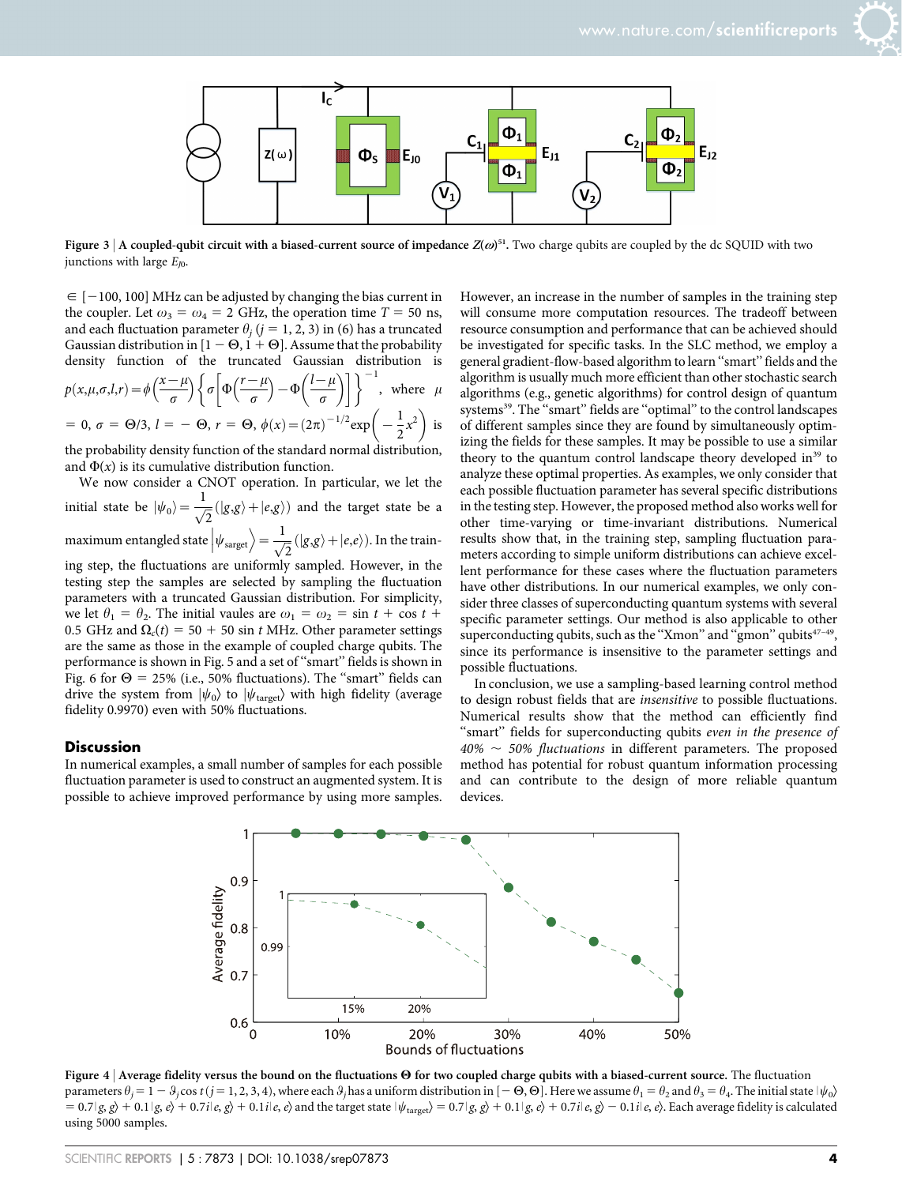Figure 3 | **A coupled-qubit circuit with a biased-current source of impedance $Z(\omega)$[51].** Two charge qubits are coupled by the dc SQUID with two junctions with large $E_{J0}$.

$\in [-100, 100]$ MHz can be adjusted by changing the bias current in the coupler. Let $\omega_3 = \omega_4 = 2$ GHz, the operation time $T = 50$ ns, and each fluctuation parameter $\theta_j$ ($j = 1, 2, 3$) in (6) has a truncated Gaussian distribution in $[1 - \Theta, 1 + \Theta]$. Assume that the probability density function of the truncated Gaussian distribution is $p(x,\mu,\sigma,l,r) = \phi\left(\frac{x-\mu}{\sigma}\right)\left\{\sigma\left[\Phi\left(\frac{r-\mu}{\sigma}\right) - \Phi\left(\frac{l-\mu}{\sigma}\right)\right]\right\}^{-1}$, where $\mu = 0$, $\sigma = \Theta/3$, $l = -\Theta$, $r = \Theta$, $\phi(x) = (2\pi)^{-1/2}\exp\left(-\frac{1}{2}x^2\right)$ is the probability density function of the standard normal distribution, and $\Phi(x)$ is its cumulative distribution function.

We now consider a CNOT operation. In particular, we let the initial state be $|\psi_0\rangle = \frac{1}{\sqrt{2}}(|g,g\rangle + |e,g\rangle)$ and the target state be a maximum entangled state $\left|\psi_{\text{sarget}}\right\rangle = \frac{1}{\sqrt{2}}(|g,g\rangle + |e,e\rangle)$. In the training step, the fluctuations are uniformly sampled. However, in the testing step the samples are selected by sampling the fluctuation parameters with a truncated Gaussian distribution. For simplicity, we let $\theta_1 = \theta_2$. The initial vaules are $\omega_1 = \omega_2 = \sin t + \cos t + 0.5$ GHz and $\Omega_c(t) = 50 + 50 \sin t$ MHz. Other parameter settings are the same as those in the example of coupled charge qubits. The performance is shown in Fig. 5 and a set of "smart" fields is shown in Fig. 6 for $\Theta = 25\%$ (i.e., 50% fluctuations). The "smart" fields can drive the system from $|\psi_0\rangle$ to $|\psi_{\text{target}}\rangle$ with high fidelity (average fidelity 0.9970) even with 50% fluctuations.

## Discussion

In numerical examples, a small number of samples for each possible fluctuation parameter is used to construct an augmented system. It is possible to achieve improved performance by using more samples. However, an increase in the number of samples in the training step will consume more computation resources. The tradeoff between resource consumption and performance that can be achieved should be investigated for specific tasks. In the SLC method, we employ a general gradient-flow-based algorithm to learn "smart" fields and the algorithm is usually much more efficient than other stochastic search algorithms (e.g., genetic algorithms) for control design of quantum systems[39]. The "smart" fields are "optimal" to the control landscapes of different samples since they are found by simultaneously optimizing the fields for these samples. It may be possible to use a similar theory to the quantum control landscape theory developed in[39] to analyze these optimal properties. As examples, we only consider that each possible fluctuation parameter has several specific distributions in the testing step. However, the proposed method also works well for other time-varying or time-invariant distributions. Numerical results show that, in the training step, sampling fluctuation parameters according to simple uniform distributions can achieve excellent performance for these cases where the fluctuation parameters have other distributions. In our numerical examples, we only consider three classes of superconducting quantum systems with several specific parameter settings. Our method is also applicable to other superconducting qubits, such as the "Xmon" and "gmon" qubits[47–49], since its performance is insensitive to the parameter settings and possible fluctuations.

In conclusion, we use a sampling-based learning control method to design robust fields that are *insensitive* to possible fluctuations. Numerical results show that the method can efficiently find "smart" fields for superconducting qubits *even in the presence of 40% ~ 50% fluctuations* in different parameters. The proposed method has potential for robust quantum information processing and can contribute to the design of more reliable quantum devices.

Figure 4 | **Average fidelity versus the bound on the fluctuations $\Theta$ for two coupled charge qubits with a biased-current source.** The fluctuation parameters $\theta_j = 1 - \vartheta_j \cos t$ ($j = 1, 2, 3, 4$), where each $\vartheta_j$ has a uniform distribution in $[-\Theta, \Theta]$. Here we assume $\theta_1 = \theta_2$ and $\theta_3 = \theta_4$. The initial state $|\psi_0\rangle = 0.7|g,g\rangle + 0.1|g,e\rangle + 0.7i|e,g\rangle + 0.1i|e,e\rangle$ and the target state $|\psi_{\text{target}}\rangle = 0.7|g,g\rangle + 0.1|g,e\rangle + 0.7i|e,g\rangle - 0.1i|e,e\rangle$. Each average fidelity is calculated using 5000 samples.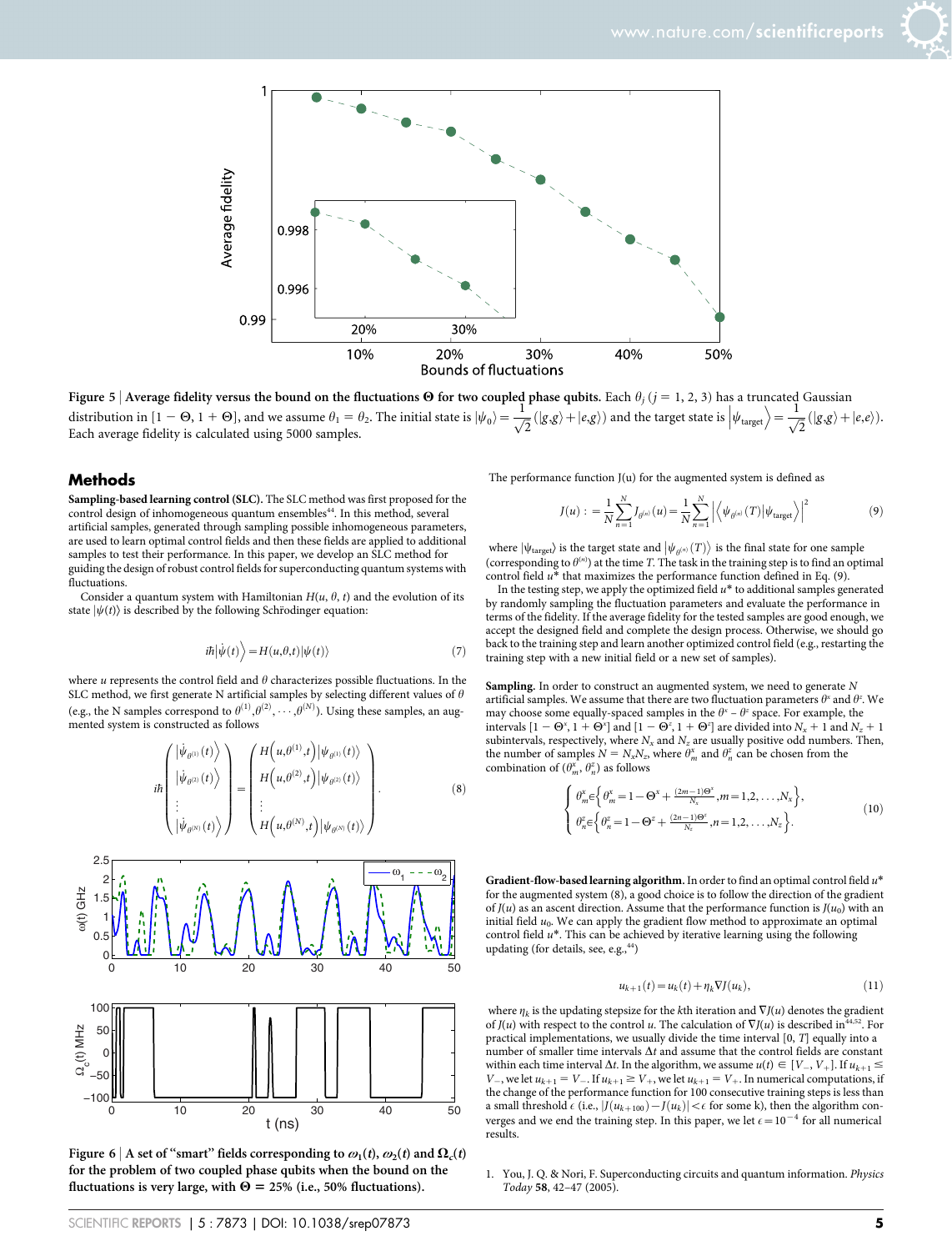**Figure 5 | Average fidelity versus the bound on the fluctuations Θ for two coupled phase qubits.** Each $\theta_j$ ($j = 1, 2, 3$) has a truncated Gaussian distribution in $[1 - \Theta, 1 + \Theta]$, and we assume $\theta_1 = \theta_2$. The initial state is $|\psi_0\rangle = \frac{1}{\sqrt{2}}(|g,g\rangle + |e,g\rangle)$ and the target state is $|\psi_{\text{target}}\rangle = \frac{1}{\sqrt{2}}(|g,g\rangle + |e,e\rangle)$. Each average fidelity is calculated using 5000 samples.

## Methods

**Sampling-based learning control (SLC).** The SLC method was first proposed for the control design of inhomogeneous quantum ensembles[44]. In this method, several artificial samples, generated through sampling possible inhomogeneous parameters, are used to learn optimal control fields and then these fields are applied to additional samples to test their performance. In this paper, we develop an SLC method for guiding the design of robust control fields for superconducting quantum systems with fluctuations.

Consider a quantum system with Hamiltonian $H(u, \theta, t)$ and the evolution of its state $|\psi(t)\rangle$ is described by the following Schrödinger equation:

$$i\hbar|\dot{\psi}(t)\rangle = H(u,\theta,t)|\psi(t)\rangle \tag{7}$$

where $u$ represents the control field and $\theta$ characterizes possible fluctuations. In the SLC method, we first generate N artificial samples by selecting different values of $\theta$ (e.g., the N samples correspond to $\theta^{(1)}, \theta^{(2)}, \cdots, \theta^{(N)}$). Using these samples, an augmented system is constructed as follows

$$i\hbar\begin{pmatrix} |\dot{\psi}_{\theta^{(1)}}(t)\rangle \\ |\dot{\psi}_{\theta^{(2)}}(t)\rangle \\ \vdots \\ |\dot{\psi}_{\theta^{(N)}}(t)\rangle \end{pmatrix} = \begin{pmatrix} H(u,\theta^{(1)},t)|\psi_{\theta^{(1)}}(t)\rangle \\ H(u,\theta^{(2)},t)|\psi_{\theta^{(2)}}(t)\rangle \\ \vdots \\ H(u,\theta^{(N)},t)|\psi_{\theta^{(N)}}(t)\rangle \end{pmatrix}. \tag{8}$$

**Figure 6 | A set of "smart" fields corresponding to $\omega_1(t)$, $\omega_2(t)$ and $\Omega_c(t)$ for the problem of two coupled phase qubits when the bound on the fluctuations is very large, with $\Theta = 25\%$ (i.e., 50% fluctuations).**

The performance function J(u) for the augmented system is defined as

$$J(u) := \frac{1}{N}\sum_{n=1}^{N} J_{\theta^{(n)}}(u) = \frac{1}{N}\sum_{n=1}^{N}\left|\langle\psi_{\theta^{(n)}}(T)|\psi_{\text{target}}\rangle\right|^2 \tag{9}$$

where $|\psi_{\text{target}}\rangle$ is the target state and $|\psi_{\theta^{(n)}}(T)\rangle$ is the final state for one sample (corresponding to $\theta^{(n)}$) at the time $T$. The task in the training step is to find an optimal control field $u^*$ that maximizes the performance function defined in Eq. (9).

In the testing step, we apply the optimized field $u^*$ to additional samples generated by randomly sampling the fluctuation parameters and evaluate the performance in terms of the fidelity. If the average fidelity for the tested samples are good enough, we accept the designed field and complete the design process. Otherwise, we should go back to the training step and learn another optimized control field (e.g., restarting the training step with a new initial field or a new set of samples).

**Sampling.** In order to construct an augmented system, we need to generate $N$ artificial samples. We assume that there are two fluctuation parameters $\theta^x$ and $\theta^z$. We may choose some equally-spaced samples in the $\theta^x - \theta^z$ space. For example, the intervals $[1 - \Theta^x, 1 + \Theta^x]$ and $[1 - \Theta^z, 1 + \Theta^z]$ are divided into $N_x + 1$ and $N_z + 1$ subintervals, respectively, where $N_x$ and $N_z$ are usually positive odd numbers. Then, the number of samples $N = N_x N_z$, where $\theta_m^x$ and $\theta_n^z$ can be chosen from the combination of $(\theta_m^x, \theta_n^z)$ as follows

$$\begin{cases} \theta_m^x \in \left\{\theta_m^x = 1 - \Theta^x + \frac{(2m-1)\Theta^x}{N_x}, m = 1, 2, \ldots, N_x\right\}, \\ \theta_n^z \in \left\{\theta_n^z = 1 - \Theta^z + \frac{(2n-1)\Theta^z}{N_z}, n = 1, 2, \ldots, N_z\right\}. \end{cases} \tag{10}$$

**Gradient-flow-based learning algorithm.** In order to find an optimal control field $u^*$ for the augmented system (8), a good choice is to follow the direction of the gradient of $J(u)$ as an ascent direction. Assume that the performance function is $J(u_0)$ with an initial field $u_0$. We can apply the gradient flow method to approximate an optimal control field $u^*$. This can be achieved by iterative learning using the following updating (for details, see, e.g.,[44])

$$u_{k+1}(t) = u_k(t) + \eta_k \nabla J(u_k), \tag{11}$$

where $\eta_k$ is the updating stepsize for the $k$th iteration and $\nabla J(u)$ denotes the gradient of $J(u)$ with respect to the control $u$. The calculation of $\nabla J(u)$ is described in[44,52]. For practical implementations, we usually divide the time interval $[0, T]$ equally into a number of smaller time intervals $\Delta t$ and assume that the control fields are constant within each time interval $\Delta t$. In the algorithm, we assume $u(t) \in [V_-, V_+]$. If $u_{k+1} \leq V_-$, we let $u_{k+1} = V_-$. If $u_{k+1} \geq V_+$, we let $u_{k+1} = V_+$. In numerical computations, if the change of the performance function for 100 consecutive training steps is less than a small threshold $\epsilon$ (i.e., $|J(u_{k+100}) - J(u_k)| < \epsilon$ for some k), then the algorithm converges and we end the training step. In this paper, we let $\epsilon = 10^{-4}$ for all numerical results.

1. You, J. Q. & Nori, F. Superconducting circuits and quantum information. *Physics Today* **58**, 42–47 (2005).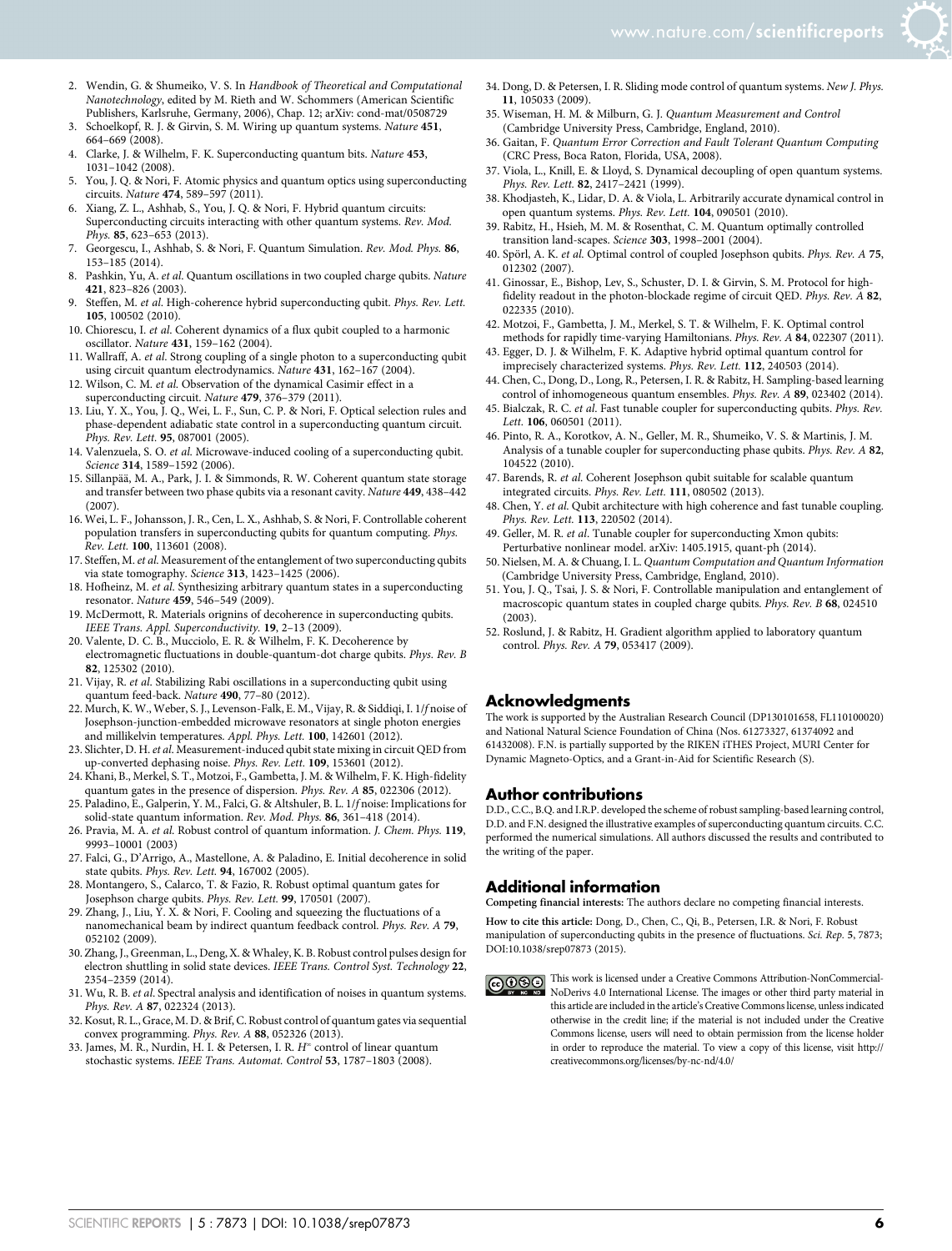2. Wendin, G. & Shumeiko, V. S. In *Handbook of Theoretical and Computational Nanotechnology*, edited by M. Rieth and W. Schommers (American Scientific Publishers, Karlsruhe, Germany, 2006), Chap. 12; arXiv: cond-mat/0508729
3. Schoelkopf, R. J. & Girvin, S. M. Wiring up quantum systems. *Nature* **451**, 664–669 (2008).
4. Clarke, J. & Wilhelm, F. K. Superconducting quantum bits. *Nature* **453**, 1031–1042 (2008).
5. You, J. Q. & Nori, F. Atomic physics and quantum optics using superconducting circuits. *Nature* **474**, 589–597 (2011).
6. Xiang, Z. L., Ashhab, S., You, J. Q. & Nori, F. Hybrid quantum circuits: Superconducting circuits interacting with other quantum systems. *Rev. Mod. Phys.* **85**, 623–653 (2013).
7. Georgescu, I., Ashhab, S. & Nori, F. Quantum Simulation. *Rev. Mod. Phys.* **86**, 153–185 (2014).
8. Pashkin, Yu, A. *et al.* Quantum oscillations in two coupled charge qubits. *Nature* **421**, 823–826 (2003).
9. Steffen, M. *et al.* High-coherence hybrid superconducting qubit. *Phys. Rev. Lett.* **105**, 100502 (2010).
10. Chiorescu, I. *et al.* Coherent dynamics of a flux qubit coupled to a harmonic oscillator. *Nature* **431**, 159–162 (2004).
11. Wallraff, A. *et al.* Strong coupling of a single photon to a superconducting qubit using circuit quantum electrodynamics. *Nature* **431**, 162–167 (2004).
12. Wilson, C. M. *et al.* Observation of the dynamical Casimir effect in a superconducting circuit. *Nature* **479**, 376–379 (2011).
13. Liu, Y. X., You, J. Q., Wei, L. F., Sun, C. P. & Nori, F. Optical selection rules and phase-dependent adiabatic state control in a superconducting quantum circuit. *Phys. Rev. Lett.* **95**, 087001 (2005).
14. Valenzuela, S. O. *et al.* Microwave-induced cooling of a superconducting qubit. *Science* **314**, 1589–1592 (2006).
15. Sillanpää, M. A., Park, J. I. & Simmonds, R. W. Coherent quantum state storage and transfer between two phase qubits via a resonant cavity. *Nature* **449**, 438–442 (2007).
16. Wei, L. F., Johansson, J. R., Cen, L. X., Ashhab, S. & Nori, F. Controllable coherent population transfers in superconducting qubits for quantum computing. *Phys. Rev. Lett.* **100**, 113601 (2008).
17. Steffen, M. *et al.* Measurement of the entanglement of two superconducting qubits via state tomography. *Science* **313**, 1423–1425 (2006).
18. Hofheinz, M. *et al.* Synthesizing arbitrary quantum states in a superconducting resonator. *Nature* **459**, 546–549 (2009).
19. McDermott, R. Materials orignins of decoherence in superconducting qubits. *IEEE Trans. Appl. Superconductivity.* **19**, 2–13 (2009).
20. Valente, D. C. B., Mucciolo, E. R. & Wilhelm, F. K. Decoherence by electromagnetic fluctuations in double-quantum-dot charge qubits. *Phys. Rev. B* **82**, 125302 (2010).
21. Vijay, R. *et al.* Stabilizing Rabi oscillations in a superconducting qubit using quantum feed-back. *Nature* **490**, 77–80 (2012).
22. Murch, K. W., Weber, S. J., Levenson-Falk, E. M., Vijay, R. & Siddiqi, I. 1/*f* noise of Josephson-junction-embedded microwave resonators at single photon energies and millikelvin temperatures. *Appl. Phys. Lett.* **100**, 142601 (2012).
23. Slichter, D. H. *et al.* Measurement-induced qubit state mixing in circuit QED from up-converted dephasing noise. *Phys. Rev. Lett.* **109**, 153601 (2012).
24. Khani, B., Merkel, S. T., Motzoi, F., Gambetta, J. M. & Wilhelm, F. K. High-fidelity quantum gates in the presence of dispersion. *Phys. Rev. A* **85**, 022306 (2012).
25. Paladino, E., Galperin, Y. M., Falci, G. & Altshuler, B. L. 1/*f* noise: Implications for solid-state quantum information. *Rev. Mod. Phys.* **86**, 361–418 (2014).
26. Pravia, M. A. *et al.* Robust control of quantum information. *J. Chem. Phys.* **119**, 9993–10001 (2003)
27. Falci, G., D'Arrigo, A., Mastellone, A. & Paladino, E. Initial decoherence in solid state qubits. *Phys. Rev. Lett.* **94**, 167002 (2005).
28. Montangero, S., Calarco, T. & Fazio, R. Robust optimal quantum gates for Josephson charge qubits. *Phys. Rev. Lett.* **99**, 170501 (2007).
29. Zhang, J., Liu, Y. X. & Nori, F. Cooling and squeezing the fluctuations of a nanomechanical beam by indirect quantum feedback control. *Phys. Rev. A* **79**, 052102 (2009).
30. Zhang, J., Greenman, L., Deng, X. & Whaley, K. B. Robust control pulses design for electron shuttling in solid state devices. *IEEE Trans. Control Syst. Technology* **22**, 2354–2359 (2014).
31. Wu, R. B. *et al.* Spectral analysis and identification of noises in quantum systems. *Phys. Rev. A* **87**, 022324 (2013).
32. Kosut, R. L., Grace, M. D. & Brif, C. Robust control of quantum gates via sequential convex programming. *Phys. Rev. A* **88**, 052326 (2013).
33. James, M. R., Nurdin, H. I. & Petersen, I. R. $H^\infty$ control of linear quantum stochastic systems. *IEEE Trans. Automat. Control* **53**, 1787–1803 (2008).
34. Dong, D. & Petersen, I. R. Sliding mode control of quantum systems. *New J. Phys.* **11**, 105033 (2009).
35. Wiseman, H. M. & Milburn, G. J. *Quantum Measurement and Control* (Cambridge University Press, Cambridge, England, 2010).
36. Gaitan, F. *Quantum Error Correction and Fault Tolerant Quantum Computing* (CRC Press, Boca Raton, Florida, USA, 2008).
37. Viola, L., Knill, E. & Lloyd, S. Dynamical decoupling of open quantum systems. *Phys. Rev. Lett.* **82**, 2417–2421 (1999).
38. Khodjasteh, K., Lidar, D. A. & Viola, L. Arbitrarily accurate dynamical control in open quantum systems. *Phys. Rev. Lett.* **104**, 090501 (2010).
39. Rabitz, H., Hsieh, M. M. & Rosenthat, C. M. Quantum optimally controlled transition land-scapes. *Science* **303**, 1998–2001 (2004).
40. Spörl, A. K. *et al.* Optimal control of coupled Josephson qubits. *Phys. Rev. A* **75**, 012302 (2007).
41. Ginossar, E., Bishop, Lev, S., Schuster, D. I. & Girvin, S. M. Protocol for high-fidelity readout in the photon-blockade regime of circuit QED. *Phys. Rev. A* **82**, 022335 (2010).
42. Motzoi, F., Gambetta, J. M., Merkel, S. T. & Wilhelm, F. K. Optimal control methods for rapidly time-varying Hamiltonians. *Phys. Rev. A* **84**, 022307 (2011).
43. Egger, D. J. & Wilhelm, F. K. Adaptive hybrid optimal quantum control for imprecisely characterized systems. *Phys. Rev. Lett.* **112**, 240503 (2014).
44. Chen, C., Dong, D., Long, R., Petersen, I. R. & Rabitz, H. Sampling-based learning control of inhomogeneous quantum ensembles. *Phys. Rev. A* **89**, 023402 (2014).
45. Bialczak, R. C. *et al.* Fast tunable coupler for superconducting qubits. *Phys. Rev. Lett.* **106**, 060501 (2011).
46. Pinto, R. A., Korotkov, A. N., Geller, M. R., Shumeiko, V. S. & Martinis, J. M. Analysis of a tunable coupler for superconducting phase qubits. *Phys. Rev. A* **82**, 104522 (2010).
47. Barends, R. *et al.* Coherent Josephson qubit suitable for scalable quantum integrated circuits. *Phys. Rev. Lett.* **111**, 080502 (2013).
48. Chen, Y. *et al.* Qubit architecture with high coherence and fast tunable coupling. *Phys. Rev. Lett.* **113**, 220502 (2014).
49. Geller, M. R. *et al.* Tunable coupler for superconducting Xmon qubits: Perturbative nonlinear model. arXiv: 1405.1915, quant-ph (2014).
50. Nielsen, M. A. & Chuang, I. L. *Quantum Computation and Quantum Information* (Cambridge University Press, Cambridge, England, 2010).
51. You, J. Q., Tsai, J. S. & Nori, F. Controllable manipulation and entanglement of macroscopic quantum states in coupled charge qubits. *Phys. Rev. B* **68**, 024510 (2003).
52. Roslund, J. & Rabitz, H. Gradient algorithm applied to laboratory quantum control. *Phys. Rev. A* **79**, 053417 (2009).

## Acknowledgments

The work is supported by the Australian Research Council (DP130101658, FL110100020) and National Natural Science Foundation of China (Nos. 61273327, 61374092 and 61432008). F.N. is partially supported by the RIKEN iTHES Project, MURI Center for Dynamic Magneto-Optics, and a Grant-in-Aid for Scientific Research (S).

## Author contributions

D.D., C.C., B.Q. and I.R.P. developed the scheme of robust sampling-based learning control, D.D. and F.N. designed the illustrative examples of superconducting quantum circuits. C.C. performed the numerical simulations. All authors discussed the results and contributed to the writing of the paper.

## Additional information

**Competing financial interests:** The authors declare no competing financial interests.

**How to cite this article:** Dong, D., Chen, C., Qi, B., Petersen, I.R. & Nori, F. Robust manipulation of superconducting qubits in the presence of fluctuations. *Sci. Rep.* **5**, 7873; DOI:10.1038/srep07873 (2015).

This work is licensed under a Creative Commons Attribution-NonCommercial-NoDerivs 4.0 International License. The images or other third party material in this article are included in the article's Creative Commons license, unless indicated otherwise in the credit line; if the material is not included under the Creative Commons license, users will need to obtain permission from the license holder in order to reproduce the material. To view a copy of this license, visit http://creativecommons.org/licenses/by-nc-nd/4.0/